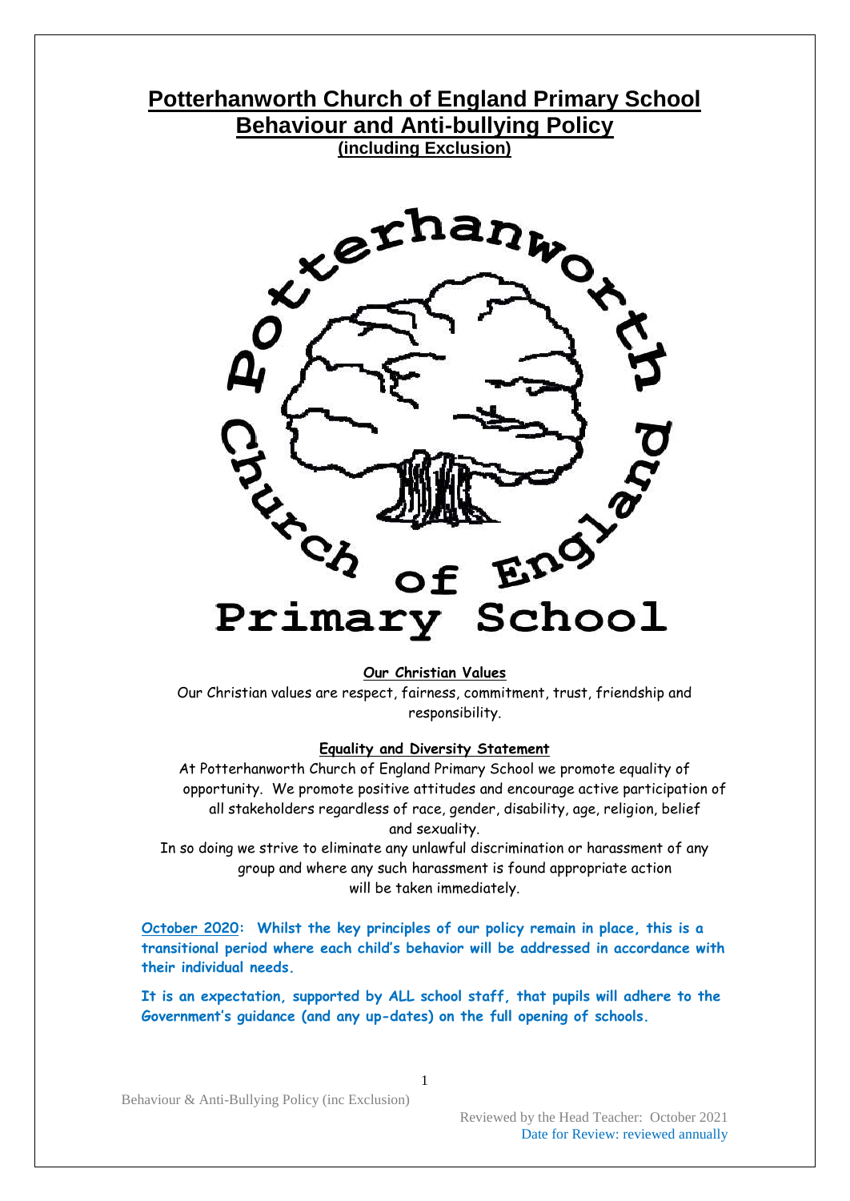# Potterhanworth Church of England Primary School

## Behaviour and Anti-bullying Policy

### (including Exclusion)

**Our Christian Values**

Our Christian values are respect, fairness, commitment, trust, friendship and responsibility.

**Equality and Diversity Statement**

At Potterhanworth Church of England Primary School we promote equality of opportunity. We promote positive attitudes and encourage active participation of all stakeholders regardless of race, gender, disability, age, religion, belief and sexuality.

In so doing we strive to eliminate any unlawful discrimination or harassment of any group and where any such harassment is found appropriate action will be taken immediately.

**October 2020: Whilst the key principles of our policy remain in place, this is a transitional period where each child's behavior will be addressed in accordance with their individual needs.**

**It is an expectation, supported by ALL school staff, that pupils will adhere to the Government's guidance (and any up-dates) on the full opening of schools.**

Reviewed by the Head Teacher: October 2021
Date for Review: reviewed annually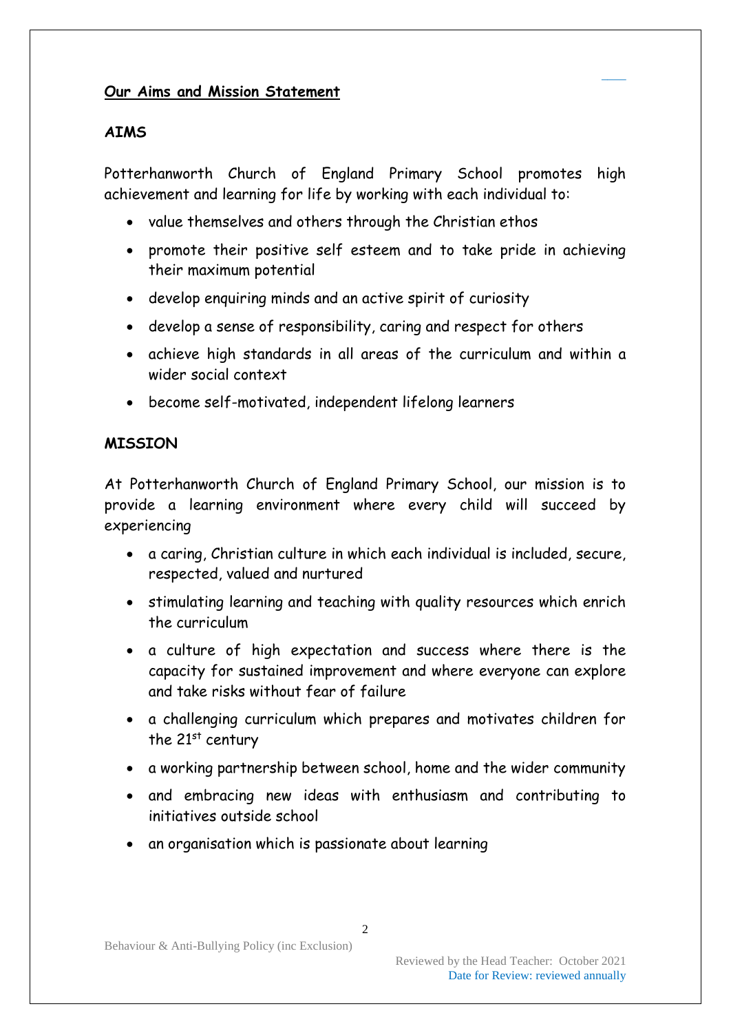## Our Aims and Mission Statement

### AIMS

Potterhanworth Church of England Primary School promotes high achievement and learning for life by working with each individual to:

- value themselves and others through the Christian ethos
- promote their positive self esteem and to take pride in achieving their maximum potential
- develop enquiring minds and an active spirit of curiosity
- develop a sense of responsibility, caring and respect for others
- achieve high standards in all areas of the curriculum and within a wider social context
- become self-motivated, independent lifelong learners

### MISSION

At Potterhanworth Church of England Primary School, our mission is to provide a learning environment where every child will succeed by experiencing

- a caring, Christian culture in which each individual is included, secure, respected, valued and nurtured
- stimulating learning and teaching with quality resources which enrich the curriculum
- a culture of high expectation and success where there is the capacity for sustained improvement and where everyone can explore and take risks without fear of failure
- a challenging curriculum which prepares and motivates children for the 21st century
- a working partnership between school, home and the wider community
- and embracing new ideas with enthusiasm and contributing to initiatives outside school
- an organisation which is passionate about learning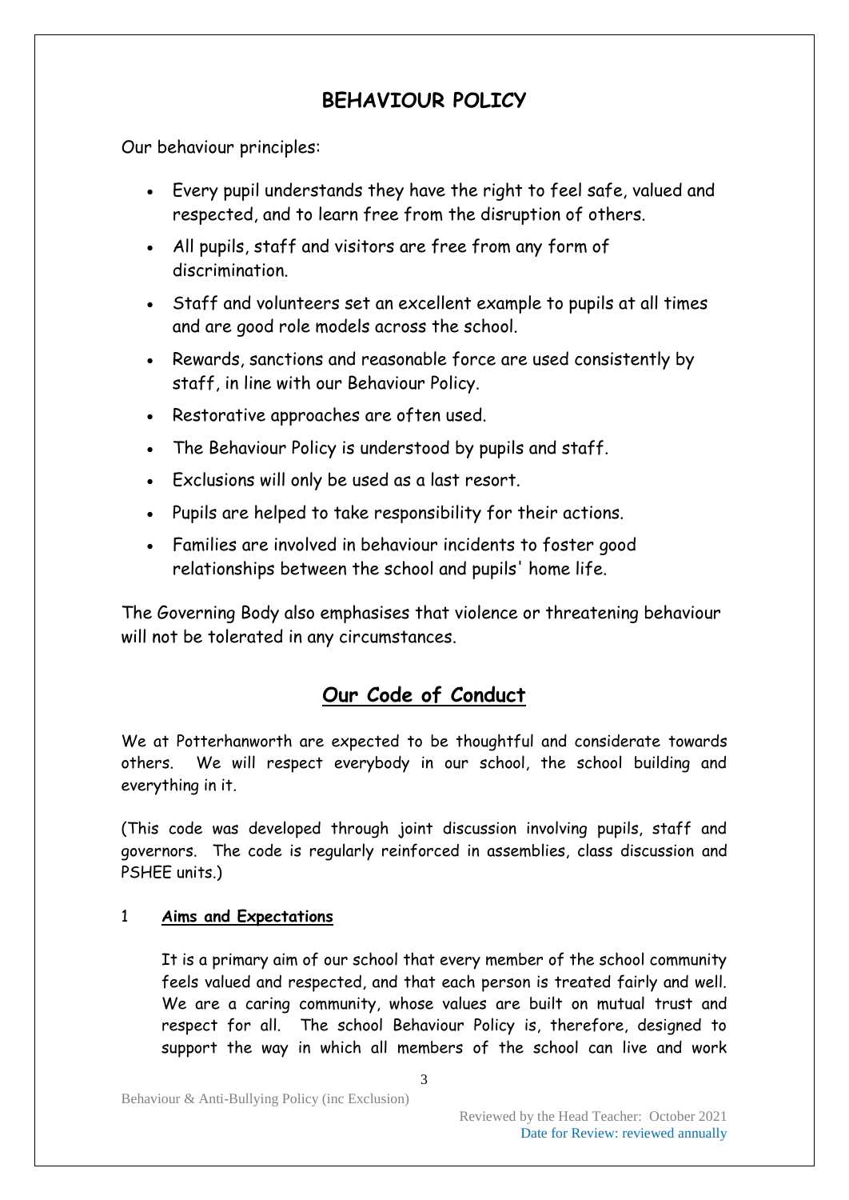# BEHAVIOUR POLICY

Our behaviour principles:

- Every pupil understands they have the right to feel safe, valued and respected, and to learn free from the disruption of others.
- All pupils, staff and visitors are free from any form of discrimination.
- Staff and volunteers set an excellent example to pupils at all times and are good role models across the school.
- Rewards, sanctions and reasonable force are used consistently by staff, in line with our Behaviour Policy.
- Restorative approaches are often used.
- The Behaviour Policy is understood by pupils and staff.
- Exclusions will only be used as a last resort.
- Pupils are helped to take responsibility for their actions.
- Families are involved in behaviour incidents to foster good relationships between the school and pupils' home life.

The Governing Body also emphasises that violence or threatening behaviour will not be tolerated in any circumstances.

## Our Code of Conduct

We at Potterhanworth are expected to be thoughtful and considerate towards others. We will respect everybody in our school, the school building and everything in it.

(This code was developed through joint discussion involving pupils, staff and governors. The code is regularly reinforced in assemblies, class discussion and PSHEE units.)

### 1 Aims and Expectations

It is a primary aim of our school that every member of the school community feels valued and respected, and that each person is treated fairly and well. We are a caring community, whose values are built on mutual trust and respect for all. The school Behaviour Policy is, therefore, designed to support the way in which all members of the school can live and work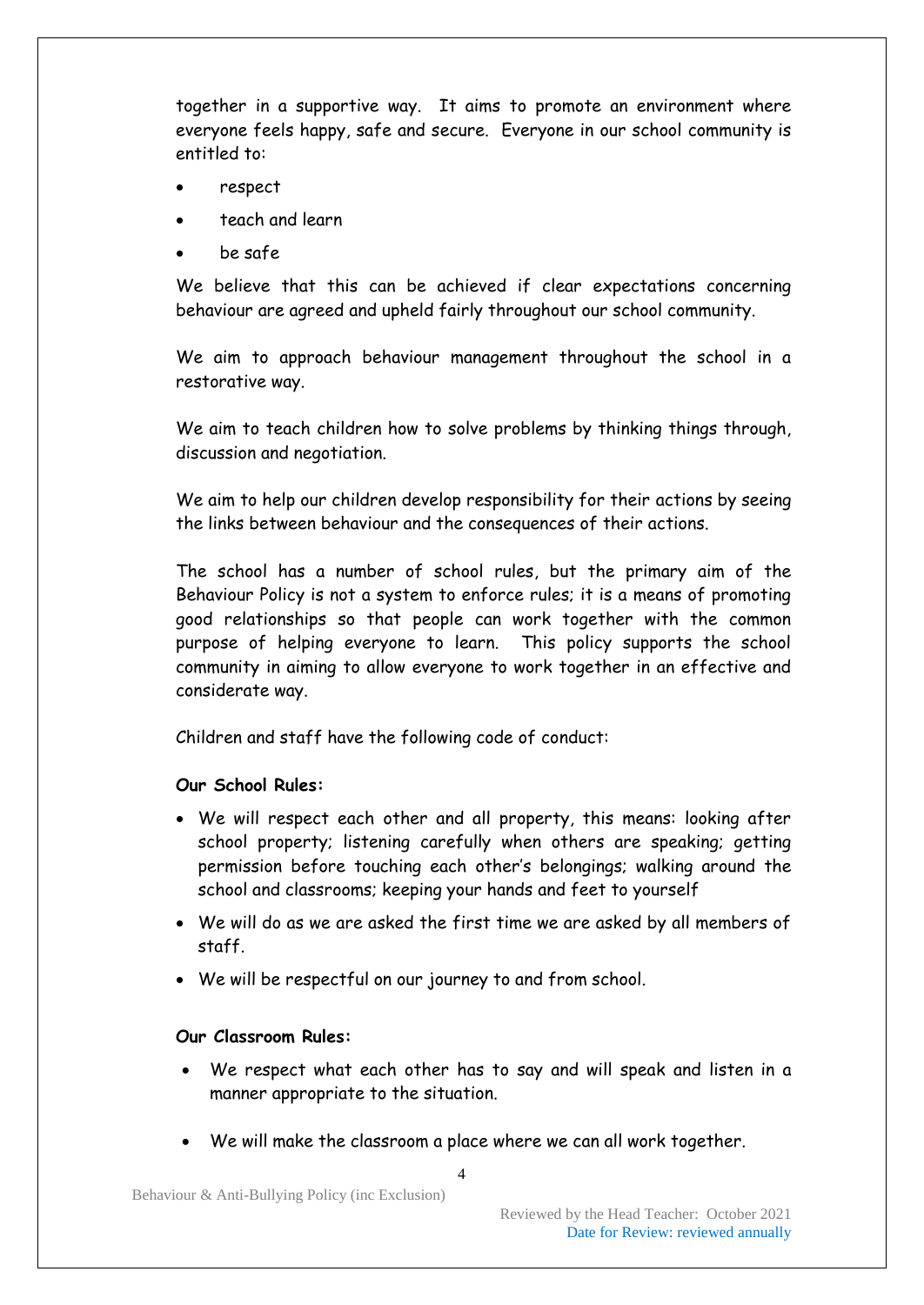together in a supportive way. It aims to promote an environment where everyone feels happy, safe and secure. Everyone in our school community is entitled to:

- respect
- teach and learn
- be safe

We believe that this can be achieved if clear expectations concerning behaviour are agreed and upheld fairly throughout our school community.

We aim to approach behaviour management throughout the school in a restorative way.

We aim to teach children how to solve problems by thinking things through, discussion and negotiation.

We aim to help our children develop responsibility for their actions by seeing the links between behaviour and the consequences of their actions.

The school has a number of school rules, but the primary aim of the Behaviour Policy is not a system to enforce rules; it is a means of promoting good relationships so that people can work together with the common purpose of helping everyone to learn. This policy supports the school community in aiming to allow everyone to work together in an effective and considerate way.

Children and staff have the following code of conduct:

**Our School Rules:**

- We will respect each other and all property, this means: looking after school property; listening carefully when others are speaking; getting permission before touching each other's belongings; walking around the school and classrooms; keeping your hands and feet to yourself
- We will do as we are asked the first time we are asked by all members of staff.
- We will be respectful on our journey to and from school.

**Our Classroom Rules:**

- We respect what each other has to say and will speak and listen in a manner appropriate to the situation.
- We will make the classroom a place where we can all work together.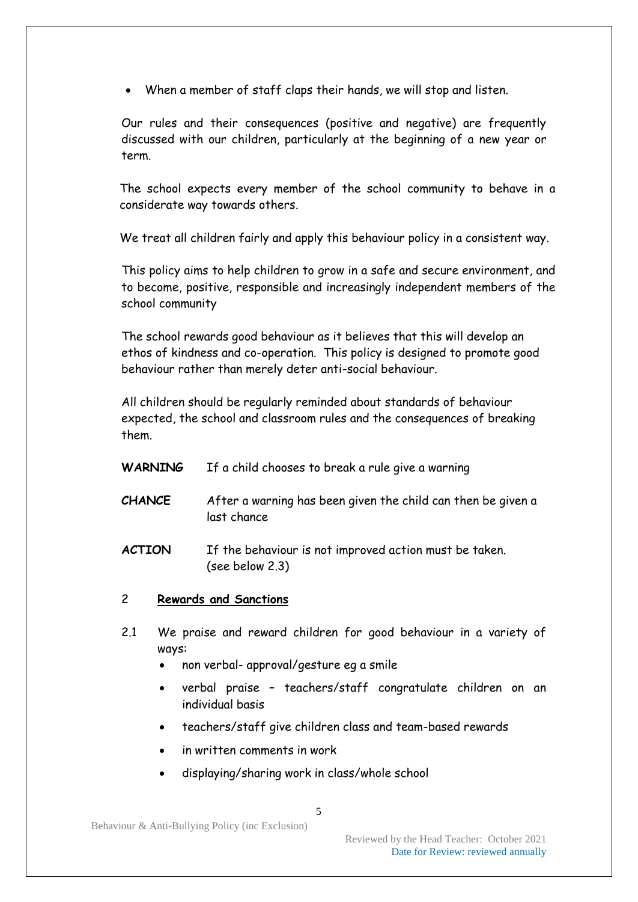- When a member of staff claps their hands, we will stop and listen.

Our rules and their consequences (positive and negative) are frequently discussed with our children, particularly at the beginning of a new year or term.

The school expects every member of the school community to behave in a considerate way towards others.

We treat all children fairly and apply this behaviour policy in a consistent way.

This policy aims to help children to grow in a safe and secure environment, and to become, positive, responsible and increasingly independent members of the school community

The school rewards good behaviour as it believes that this will develop an ethos of kindness and co-operation. This policy is designed to promote good behaviour rather than merely deter anti-social behaviour.

All children should be regularly reminded about standards of behaviour expected, the school and classroom rules and the consequences of breaking them.

**WARNING** If a child chooses to break a rule give a warning

**CHANCE** After a warning has been given the child can then be given a last chance

**ACTION** If the behaviour is not improved action must be taken. (see below 2.3)

## 2 Rewards and Sanctions

2.1 We praise and reward children for good behaviour in a variety of ways:

- non verbal- approval/gesture eg a smile
- verbal praise – teachers/staff congratulate children on an individual basis
- teachers/staff give children class and team-based rewards
- in written comments in work
- displaying/sharing work in class/whole school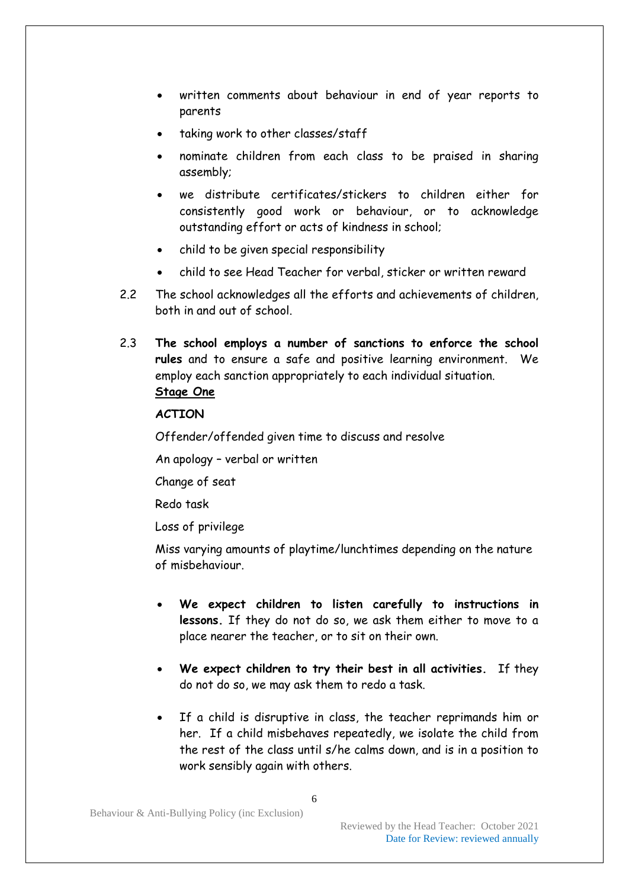- written comments about behaviour in end of year reports to parents
- taking work to other classes/staff
- nominate children from each class to be praised in sharing assembly;
- we distribute certificates/stickers to children either for consistently good work or behaviour, or to acknowledge outstanding effort or acts of kindness in school;
- child to be given special responsibility
- child to see Head Teacher for verbal, sticker or written reward

2.2 The school acknowledges all the efforts and achievements of children, both in and out of school.

2.3 **The school employs a number of sanctions to enforce the school rules** and to ensure a safe and positive learning environment. We employ each sanction appropriately to each individual situation.

**<u>Stage One</u>**

**ACTION**

Offender/offended given time to discuss and resolve

An apology – verbal or written

Change of seat

Redo task

Loss of privilege

Miss varying amounts of playtime/lunchtimes depending on the nature of misbehaviour.

- **We expect children to listen carefully to instructions in lessons.** If they do not do so, we ask them either to move to a place nearer the teacher, or to sit on their own.
- **We expect children to try their best in all activities.** If they do not do so, we may ask them to redo a task.
- If a child is disruptive in class, the teacher reprimands him or her. If a child misbehaves repeatedly, we isolate the child from the rest of the class until s/he calms down, and is in a position to work sensibly again with others.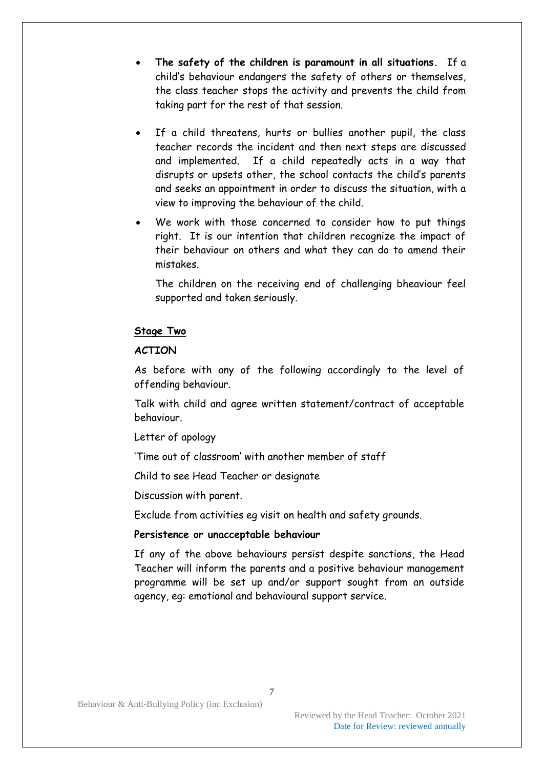- **The safety of the children is paramount in all situations.** If a child's behaviour endangers the safety of others or themselves, the class teacher stops the activity and prevents the child from taking part for the rest of that session.

- If a child threatens, hurts or bullies another pupil, the class teacher records the incident and then next steps are discussed and implemented. If a child repeatedly acts in a way that disrupts or upsets other, the school contacts the child's parents and seeks an appointment in order to discuss the situation, with a view to improving the behaviour of the child.

- We work with those concerned to consider how to put things right. It is our intention that children recognize the impact of their behaviour on others and what they can do to amend their mistakes.

  The children on the receiving end of challenging bheaviour feel supported and taken seriously.

**Stage Two**

**ACTION**

As before with any of the following accordingly to the level of offending behaviour.

Talk with child and agree written statement/contract of acceptable behaviour.

Letter of apology

'Time out of classroom' with another member of staff

Child to see Head Teacher or designate

Discussion with parent.

Exclude from activities eg visit on health and safety grounds.

**Persistence or unacceptable behaviour**

If any of the above behaviours persist despite sanctions, the Head Teacher will inform the parents and a positive behaviour management programme will be set up and/or support sought from an outside agency, eg: emotional and behavioural support service.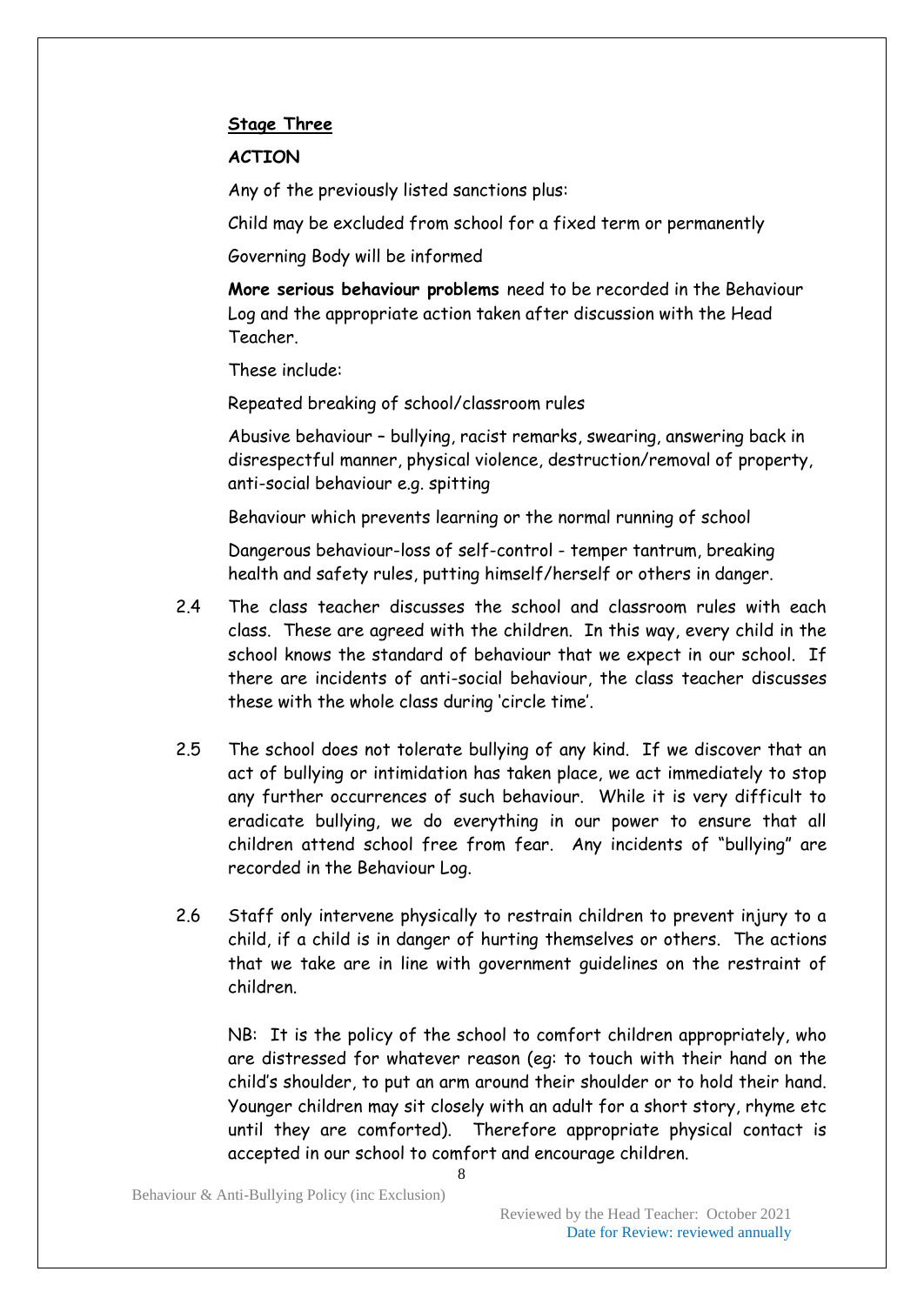**Stage Three**

**ACTION**

Any of the previously listed sanctions plus:

Child may be excluded from school for a fixed term or permanently

Governing Body will be informed

**More serious behaviour problems** need to be recorded in the Behaviour Log and the appropriate action taken after discussion with the Head Teacher.

These include:

Repeated breaking of school/classroom rules

Abusive behaviour – bullying, racist remarks, swearing, answering back in disrespectful manner, physical violence, destruction/removal of property, anti-social behaviour e.g. spitting

Behaviour which prevents learning or the normal running of school

Dangerous behaviour-loss of self-control - temper tantrum, breaking health and safety rules, putting himself/herself or others in danger.

2.4 The class teacher discusses the school and classroom rules with each class. These are agreed with the children. In this way, every child in the school knows the standard of behaviour that we expect in our school. If there are incidents of anti-social behaviour, the class teacher discusses these with the whole class during 'circle time'.

2.5 The school does not tolerate bullying of any kind. If we discover that an act of bullying or intimidation has taken place, we act immediately to stop any further occurrences of such behaviour. While it is very difficult to eradicate bullying, we do everything in our power to ensure that all children attend school free from fear. Any incidents of "bullying" are recorded in the Behaviour Log.

2.6 Staff only intervene physically to restrain children to prevent injury to a child, if a child is in danger of hurting themselves or others. The actions that we take are in line with government guidelines on the restraint of children.

NB: It is the policy of the school to comfort children appropriately, who are distressed for whatever reason (eg: to touch with their hand on the child's shoulder, to put an arm around their shoulder or to hold their hand. Younger children may sit closely with an adult for a short story, rhyme etc until they are comforted). Therefore appropriate physical contact is accepted in our school to comfort and encourage children.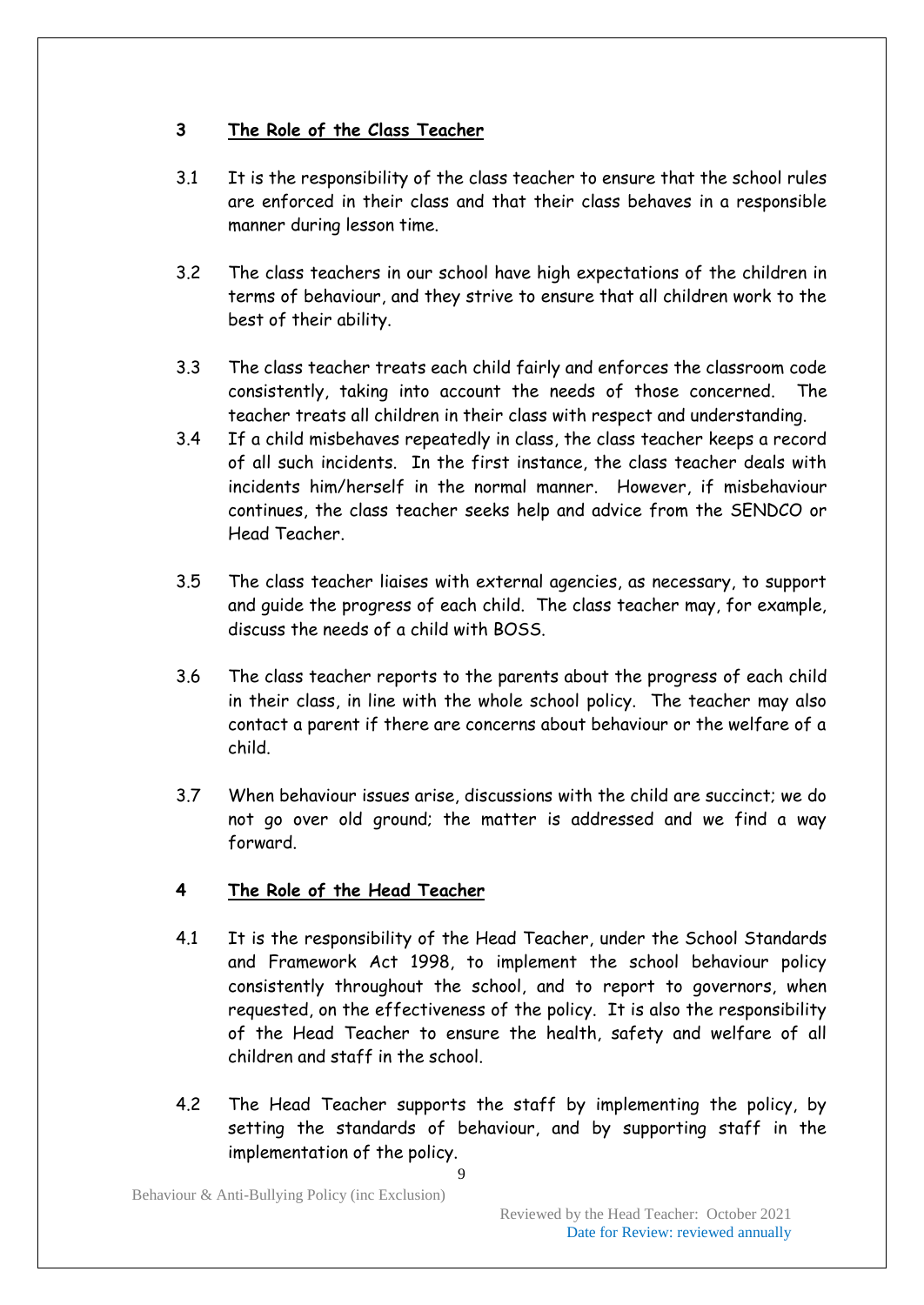## 3 The Role of the Class Teacher

3.1 It is the responsibility of the class teacher to ensure that the school rules are enforced in their class and that their class behaves in a responsible manner during lesson time.

3.2 The class teachers in our school have high expectations of the children in terms of behaviour, and they strive to ensure that all children work to the best of their ability.

3.3 The class teacher treats each child fairly and enforces the classroom code consistently, taking into account the needs of those concerned. The teacher treats all children in their class with respect and understanding.

3.4 If a child misbehaves repeatedly in class, the class teacher keeps a record of all such incidents. In the first instance, the class teacher deals with incidents him/herself in the normal manner. However, if misbehaviour continues, the class teacher seeks help and advice from the SENDCO or Head Teacher.

3.5 The class teacher liaises with external agencies, as necessary, to support and guide the progress of each child. The class teacher may, for example, discuss the needs of a child with BOSS.

3.6 The class teacher reports to the parents about the progress of each child in their class, in line with the whole school policy. The teacher may also contact a parent if there are concerns about behaviour or the welfare of a child.

3.7 When behaviour issues arise, discussions with the child are succinct; we do not go over old ground; the matter is addressed and we find a way forward.

## 4 The Role of the Head Teacher

4.1 It is the responsibility of the Head Teacher, under the School Standards and Framework Act 1998, to implement the school behaviour policy consistently throughout the school, and to report to governors, when requested, on the effectiveness of the policy. It is also the responsibility of the Head Teacher to ensure the health, safety and welfare of all children and staff in the school.

4.2 The Head Teacher supports the staff by implementing the policy, by setting the standards of behaviour, and by supporting staff in the implementation of the policy.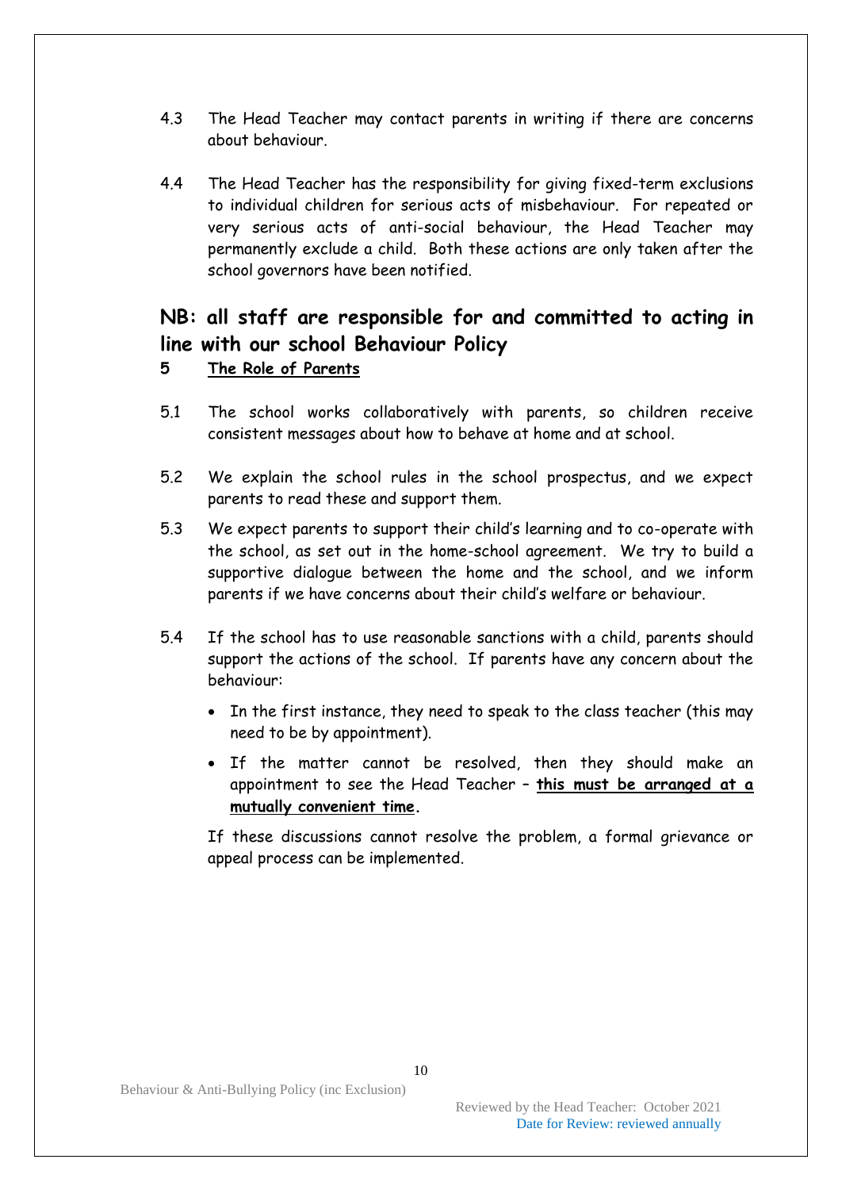4.3 The Head Teacher may contact parents in writing if there are concerns about behaviour.

4.4 The Head Teacher has the responsibility for giving fixed-term exclusions to individual children for serious acts of misbehaviour. For repeated or very serious acts of anti-social behaviour, the Head Teacher may permanently exclude a child. Both these actions are only taken after the school governors have been notified.

**NB: all staff are responsible for and committed to acting in line with our school Behaviour Policy**

## 5 The Role of Parents

5.1 The school works collaboratively with parents, so children receive consistent messages about how to behave at home and at school.

5.2 We explain the school rules in the school prospectus, and we expect parents to read these and support them.

5.3 We expect parents to support their child's learning and to co-operate with the school, as set out in the home-school agreement. We try to build a supportive dialogue between the home and the school, and we inform parents if we have concerns about their child's welfare or behaviour.

5.4 If the school has to use reasonable sanctions with a child, parents should support the actions of the school. If parents have any concern about the behaviour:

- In the first instance, they need to speak to the class teacher (this may need to be by appointment).
- If the matter cannot be resolved, then they should make an appointment to see the Head Teacher – **this must be arranged at a mutually convenient time.**

If these discussions cannot resolve the problem, a formal grievance or appeal process can be implemented.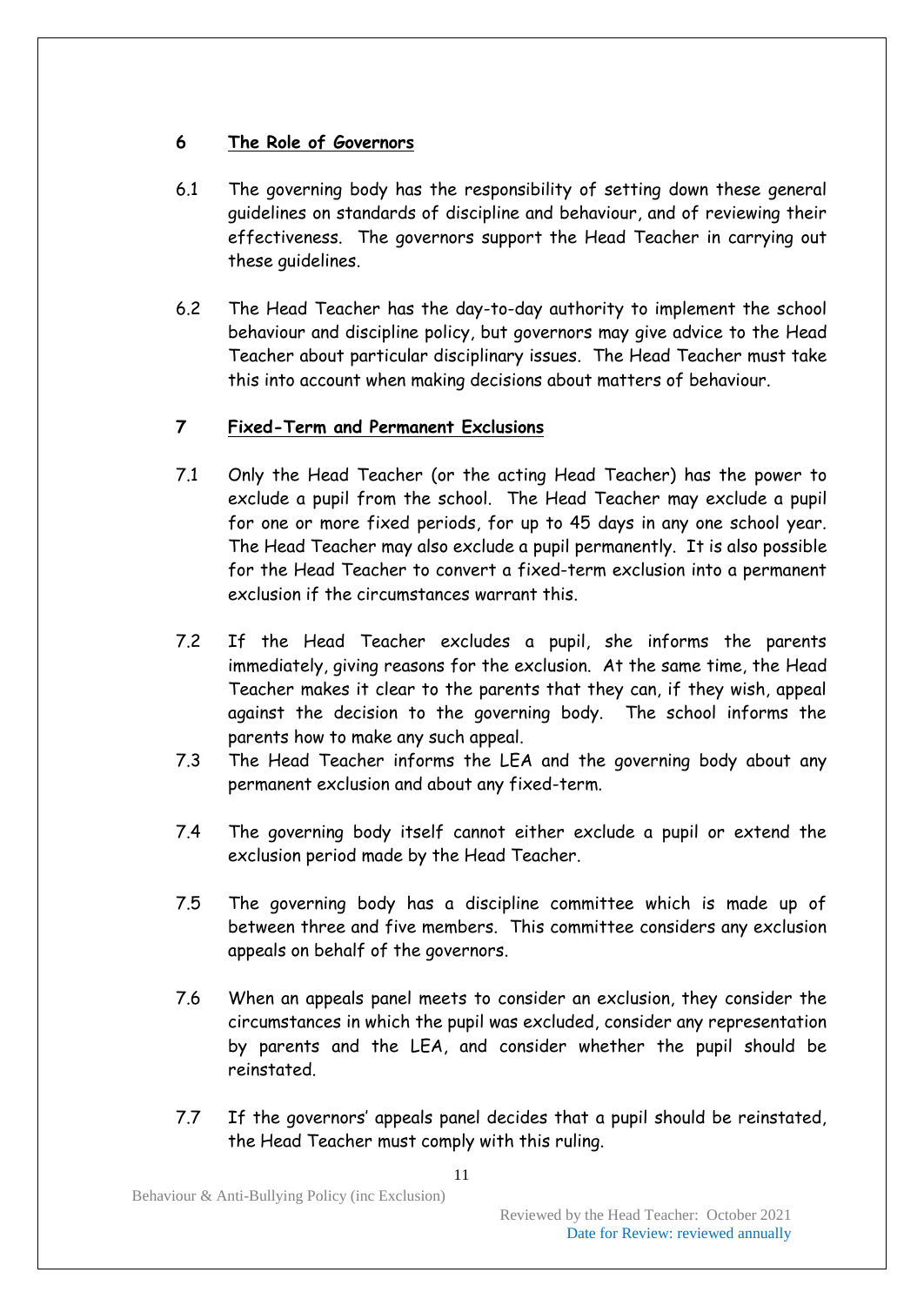## 6 The Role of Governors

6.1 The governing body has the responsibility of setting down these general guidelines on standards of discipline and behaviour, and of reviewing their effectiveness. The governors support the Head Teacher in carrying out these guidelines.

6.2 The Head Teacher has the day-to-day authority to implement the school behaviour and discipline policy, but governors may give advice to the Head Teacher about particular disciplinary issues. The Head Teacher must take this into account when making decisions about matters of behaviour.

## 7 Fixed-Term and Permanent Exclusions

7.1 Only the Head Teacher (or the acting Head Teacher) has the power to exclude a pupil from the school. The Head Teacher may exclude a pupil for one or more fixed periods, for up to 45 days in any one school year. The Head Teacher may also exclude a pupil permanently. It is also possible for the Head Teacher to convert a fixed-term exclusion into a permanent exclusion if the circumstances warrant this.

7.2 If the Head Teacher excludes a pupil, she informs the parents immediately, giving reasons for the exclusion. At the same time, the Head Teacher makes it clear to the parents that they can, if they wish, appeal against the decision to the governing body. The school informs the parents how to make any such appeal.

7.3 The Head Teacher informs the LEA and the governing body about any permanent exclusion and about any fixed-term.

7.4 The governing body itself cannot either exclude a pupil or extend the exclusion period made by the Head Teacher.

7.5 The governing body has a discipline committee which is made up of between three and five members. This committee considers any exclusion appeals on behalf of the governors.

7.6 When an appeals panel meets to consider an exclusion, they consider the circumstances in which the pupil was excluded, consider any representation by parents and the LEA, and consider whether the pupil should be reinstated.

7.7 If the governors' appeals panel decides that a pupil should be reinstated, the Head Teacher must comply with this ruling.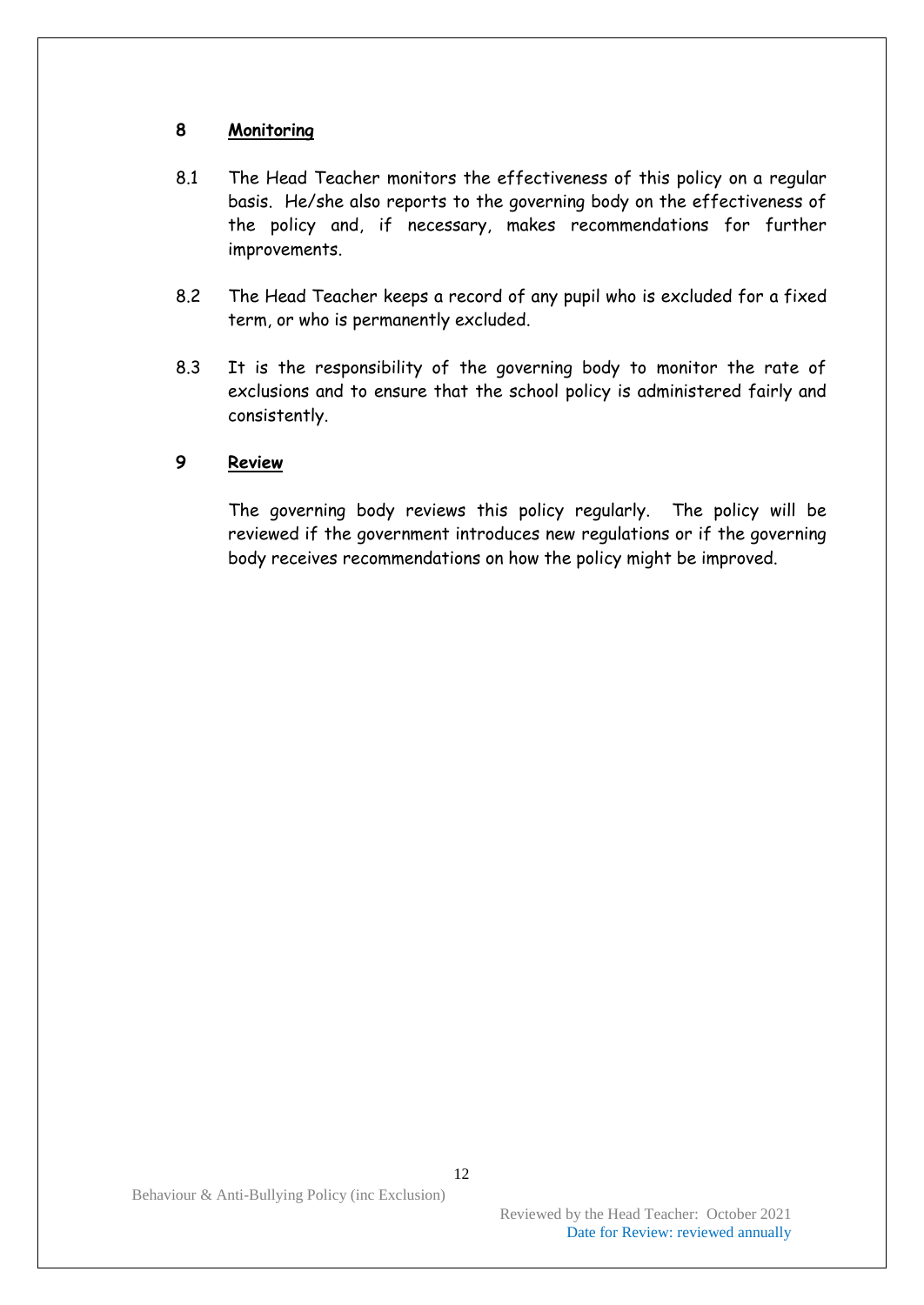## 8 Monitoring

8.1 The Head Teacher monitors the effectiveness of this policy on a regular basis. He/she also reports to the governing body on the effectiveness of the policy and, if necessary, makes recommendations for further improvements.

8.2 The Head Teacher keeps a record of any pupil who is excluded for a fixed term, or who is permanently excluded.

8.3 It is the responsibility of the governing body to monitor the rate of exclusions and to ensure that the school policy is administered fairly and consistently.

## 9 Review

The governing body reviews this policy regularly. The policy will be reviewed if the government introduces new regulations or if the governing body receives recommendations on how the policy might be improved.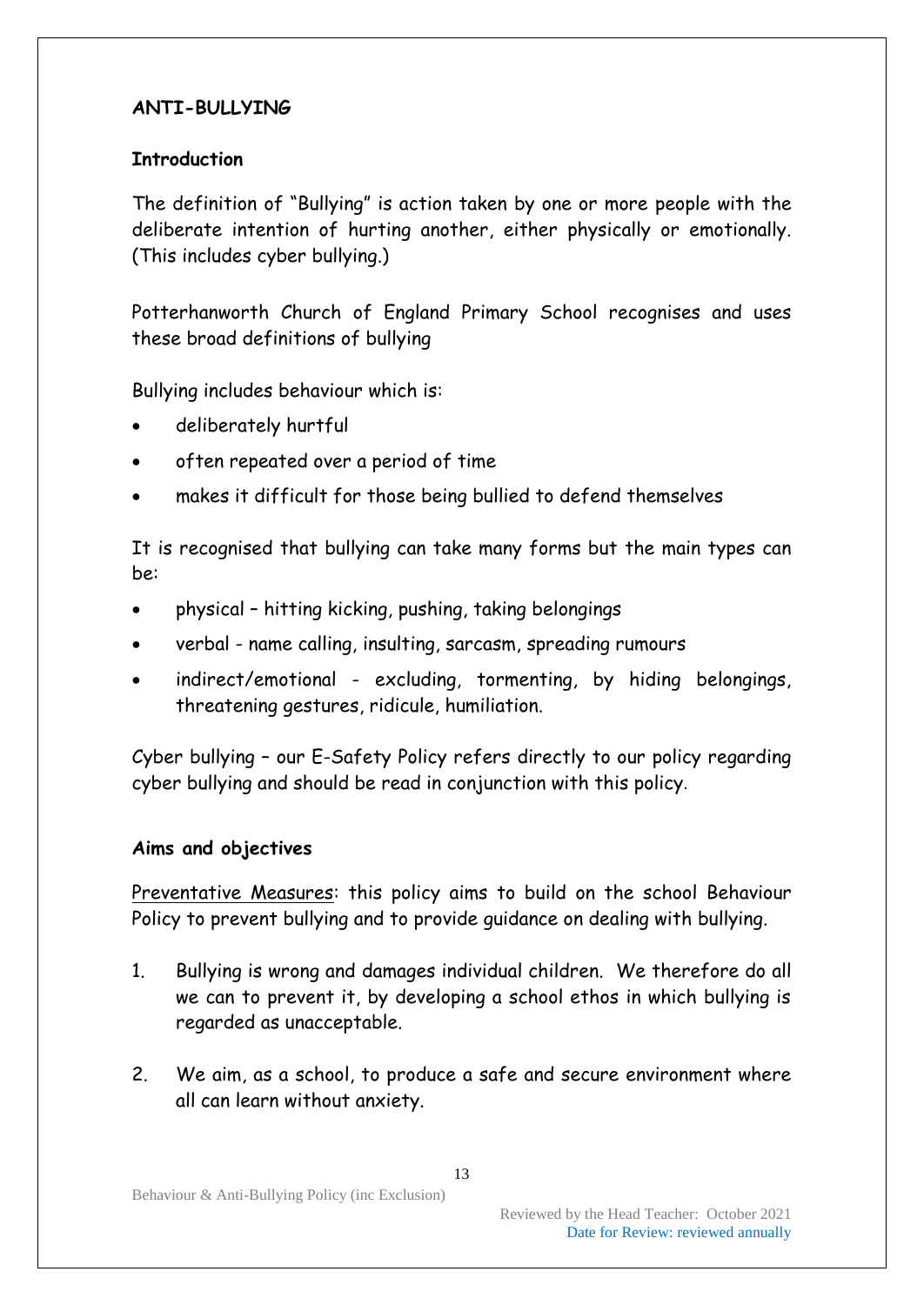## ANTI-BULLYING

### Introduction

The definition of "Bullying" is action taken by one or more people with the deliberate intention of hurting another, either physically or emotionally. (This includes cyber bullying.)

Potterhanworth Church of England Primary School recognises and uses these broad definitions of bullying

Bullying includes behaviour which is:

- deliberately hurtful
- often repeated over a period of time
- makes it difficult for those being bullied to defend themselves

It is recognised that bullying can take many forms but the main types can be:

- physical – hitting kicking, pushing, taking belongings
- verbal - name calling, insulting, sarcasm, spreading rumours
- indirect/emotional - excluding, tormenting, by hiding belongings, threatening gestures, ridicule, humiliation.

Cyber bullying – our E-Safety Policy refers directly to our policy regarding cyber bullying and should be read in conjunction with this policy.

### Aims and objectives

<u>Preventative Measures</u>: this policy aims to build on the school Behaviour Policy to prevent bullying and to provide guidance on dealing with bullying.

1. Bullying is wrong and damages individual children. We therefore do all we can to prevent it, by developing a school ethos in which bullying is regarded as unacceptable.

2. We aim, as a school, to produce a safe and secure environment where all can learn without anxiety.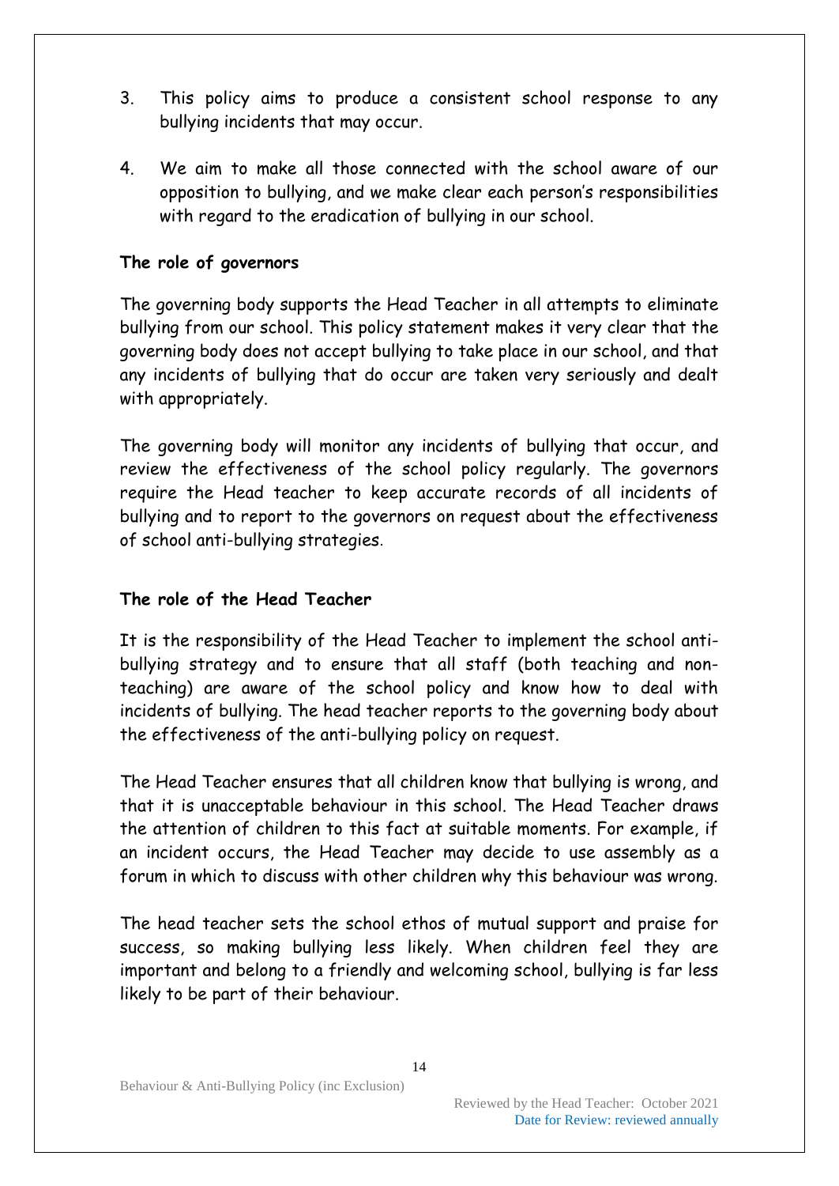3. This policy aims to produce a consistent school response to any bullying incidents that may occur.

4. We aim to make all those connected with the school aware of our opposition to bullying, and we make clear each person's responsibilities with regard to the eradication of bullying in our school.

**The role of governors**

The governing body supports the Head Teacher in all attempts to eliminate bullying from our school. This policy statement makes it very clear that the governing body does not accept bullying to take place in our school, and that any incidents of bullying that do occur are taken very seriously and dealt with appropriately.

The governing body will monitor any incidents of bullying that occur, and review the effectiveness of the school policy regularly. The governors require the Head teacher to keep accurate records of all incidents of bullying and to report to the governors on request about the effectiveness of school anti-bullying strategies.

**The role of the Head Teacher**

It is the responsibility of the Head Teacher to implement the school anti-bullying strategy and to ensure that all staff (both teaching and non-teaching) are aware of the school policy and know how to deal with incidents of bullying. The head teacher reports to the governing body about the effectiveness of the anti-bullying policy on request.

The Head Teacher ensures that all children know that bullying is wrong, and that it is unacceptable behaviour in this school. The Head Teacher draws the attention of children to this fact at suitable moments. For example, if an incident occurs, the Head Teacher may decide to use assembly as a forum in which to discuss with other children why this behaviour was wrong.

The head teacher sets the school ethos of mutual support and praise for success, so making bullying less likely. When children feel they are important and belong to a friendly and welcoming school, bullying is far less likely to be part of their behaviour.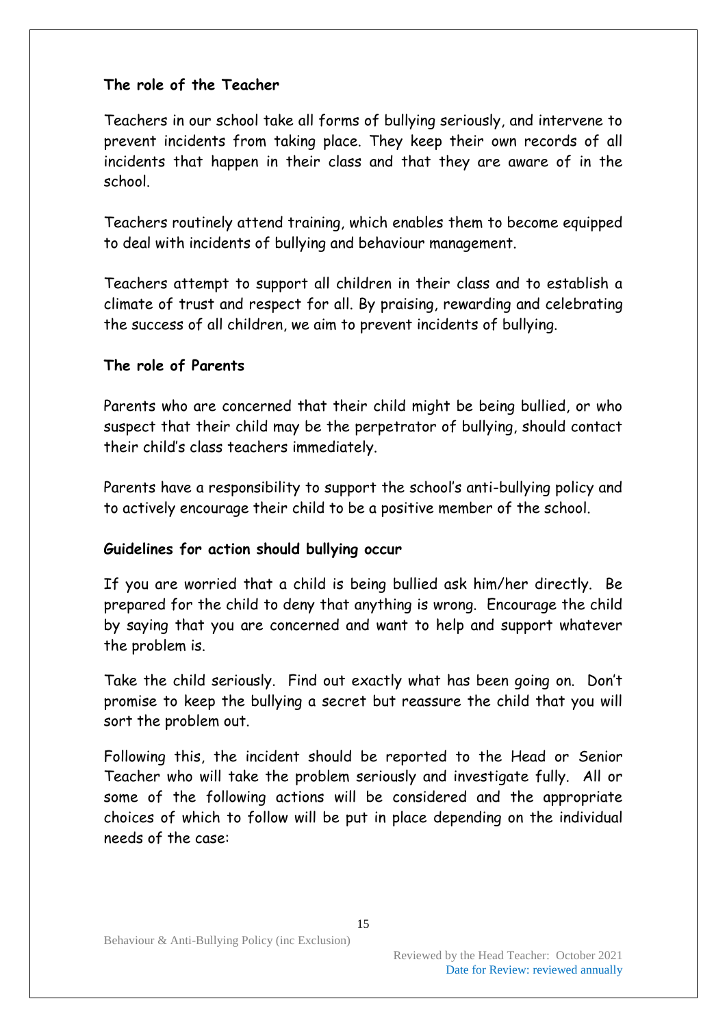**The role of the Teacher**

Teachers in our school take all forms of bullying seriously, and intervene to prevent incidents from taking place. They keep their own records of all incidents that happen in their class and that they are aware of in the school.

Teachers routinely attend training, which enables them to become equipped to deal with incidents of bullying and behaviour management.

Teachers attempt to support all children in their class and to establish a climate of trust and respect for all. By praising, rewarding and celebrating the success of all children, we aim to prevent incidents of bullying.

**The role of Parents**

Parents who are concerned that their child might be being bullied, or who suspect that their child may be the perpetrator of bullying, should contact their child's class teachers immediately.

Parents have a responsibility to support the school's anti-bullying policy and to actively encourage their child to be a positive member of the school.

**Guidelines for action should bullying occur**

If you are worried that a child is being bullied ask him/her directly. Be prepared for the child to deny that anything is wrong. Encourage the child by saying that you are concerned and want to help and support whatever the problem is.

Take the child seriously. Find out exactly what has been going on. Don't promise to keep the bullying a secret but reassure the child that you will sort the problem out.

Following this, the incident should be reported to the Head or Senior Teacher who will take the problem seriously and investigate fully. All or some of the following actions will be considered and the appropriate choices of which to follow will be put in place depending on the individual needs of the case: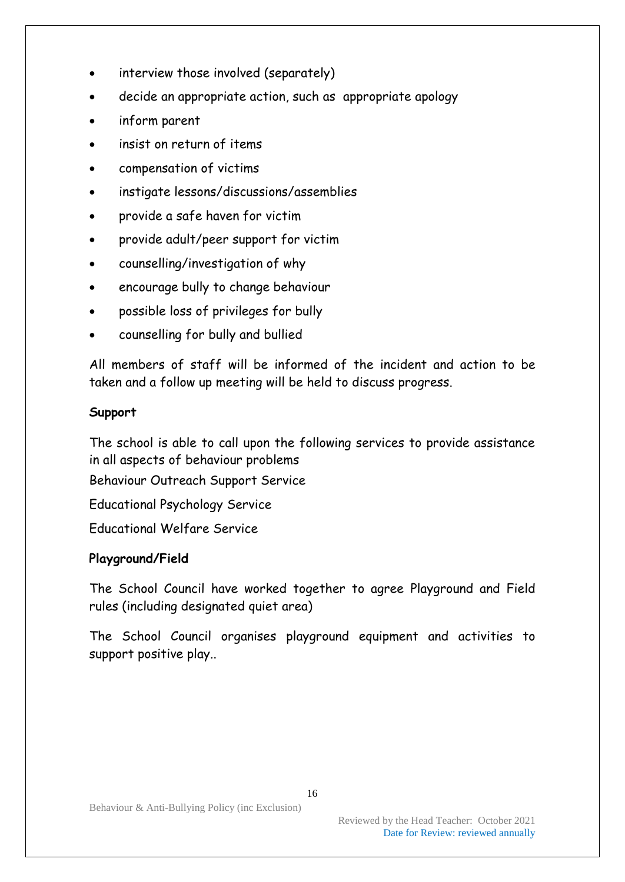- interview those involved (separately)
- decide an appropriate action, such as appropriate apology
- inform parent
- insist on return of items
- compensation of victims
- instigate lessons/discussions/assemblies
- provide a safe haven for victim
- provide adult/peer support for victim
- counselling/investigation of why
- encourage bully to change behaviour
- possible loss of privileges for bully
- counselling for bully and bullied

All members of staff will be informed of the incident and action to be taken and a follow up meeting will be held to discuss progress.

**Support**

The school is able to call upon the following services to provide assistance in all aspects of behaviour problems

Behaviour Outreach Support Service

Educational Psychology Service

Educational Welfare Service

**Playground/Field**

The School Council have worked together to agree Playground and Field rules (including designated quiet area)

The School Council organises playground equipment and activities to support positive play..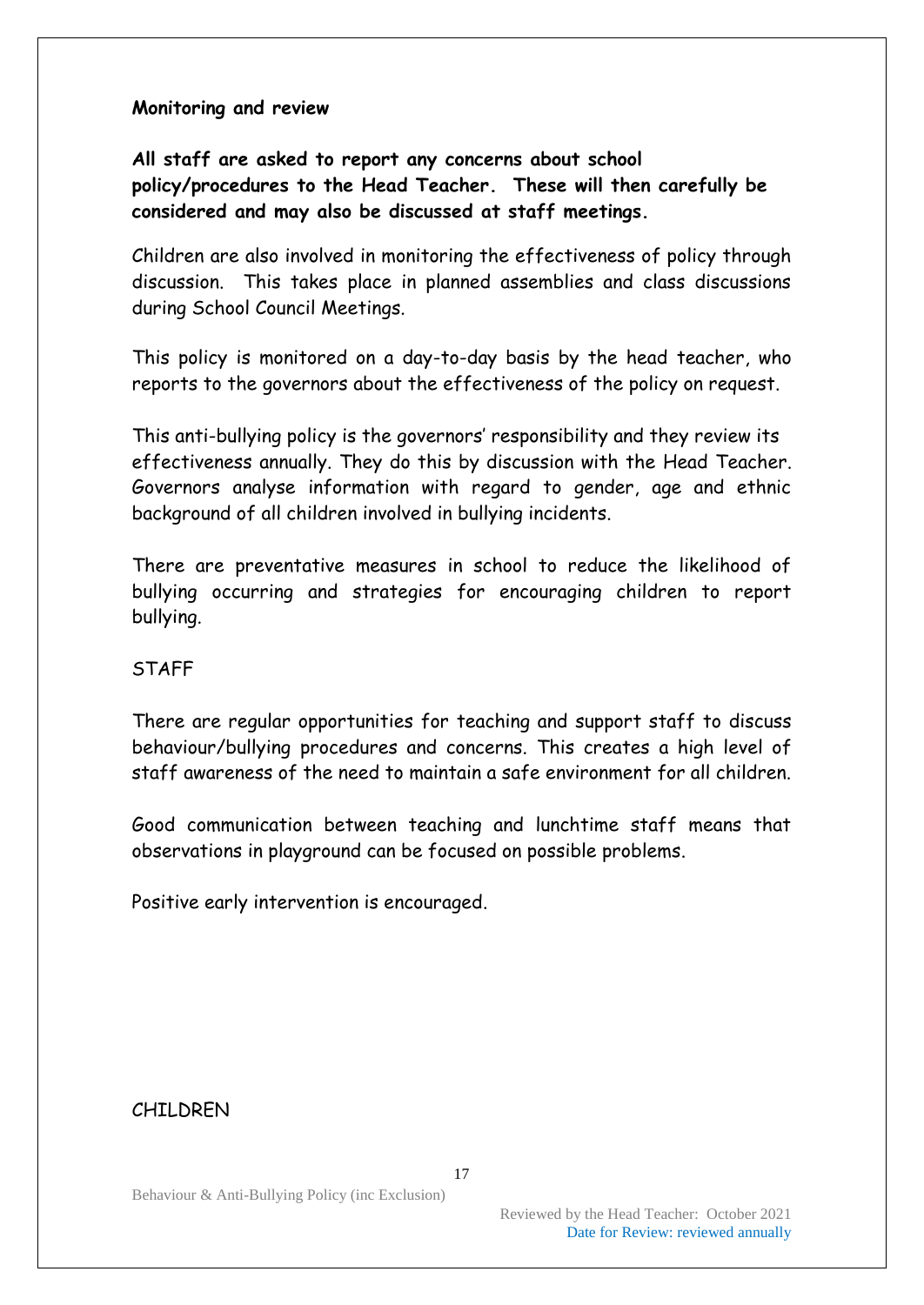**Monitoring and review**

**All staff are asked to report any concerns about school policy/procedures to the Head Teacher. These will then carefully be considered and may also be discussed at staff meetings.**

Children are also involved in monitoring the effectiveness of policy through discussion. This takes place in planned assemblies and class discussions during School Council Meetings.

This policy is monitored on a day-to-day basis by the head teacher, who reports to the governors about the effectiveness of the policy on request.

This anti-bullying policy is the governors' responsibility and they review its effectiveness annually. They do this by discussion with the Head Teacher. Governors analyse information with regard to gender, age and ethnic background of all children involved in bullying incidents.

There are preventative measures in school to reduce the likelihood of bullying occurring and strategies for encouraging children to report bullying.

STAFF

There are regular opportunities for teaching and support staff to discuss behaviour/bullying procedures and concerns. This creates a high level of staff awareness of the need to maintain a safe environment for all children.

Good communication between teaching and lunchtime staff means that observations in playground can be focused on possible problems.

Positive early intervention is encouraged.

CHILDREN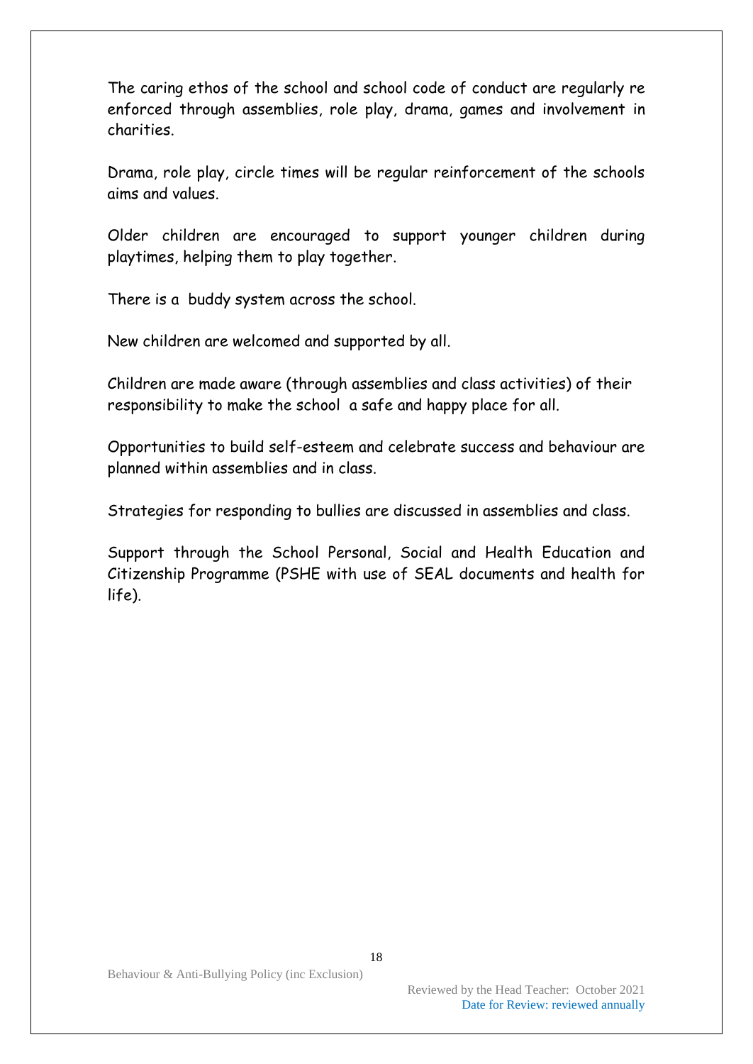The caring ethos of the school and school code of conduct are regularly re enforced through assemblies, role play, drama, games and involvement in charities.

Drama, role play, circle times will be regular reinforcement of the schools aims and values.

Older children are encouraged to support younger children during playtimes, helping them to play together.

There is a buddy system across the school.

New children are welcomed and supported by all.

Children are made aware (through assemblies and class activities) of their responsibility to make the school a safe and happy place for all.

Opportunities to build self-esteem and celebrate success and behaviour are planned within assemblies and in class.

Strategies for responding to bullies are discussed in assemblies and class.

Support through the School Personal, Social and Health Education and Citizenship Programme (PSHE with use of SEAL documents and health for life).

Reviewed by the Head Teacher: October 2021
Date for Review: reviewed annually